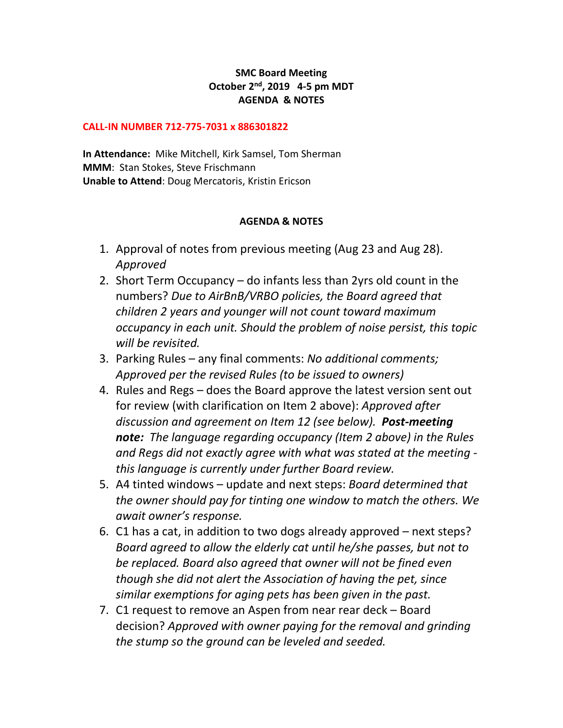**SMC Board Meeting**
**October 2nd, 2019 4-5 pm MDT**
**AGENDA & NOTES**

**CALL-IN NUMBER 712-775-7031 x 886301822**

**In Attendance:** Mike Mitchell, Kirk Samsel, Tom Sherman
**MMM**: Stan Stokes, Steve Frischmann
**Unable to Attend**: Doug Mercatoris, Kristin Ericson

**AGENDA & NOTES**

1. Approval of notes from previous meeting (Aug 23 and Aug 28). *Approved*
2. Short Term Occupancy – do infants less than 2yrs old count in the numbers? *Due to AirBnB/VRBO policies, the Board agreed that children 2 years and younger will not count toward maximum occupancy in each unit. Should the problem of noise persist, this topic will be revisited.*
3. Parking Rules – any final comments: *No additional comments; Approved per the revised Rules (to be issued to owners)*
4. Rules and Regs – does the Board approve the latest version sent out for review (with clarification on Item 2 above): *Approved after discussion and agreement on Item 12 (see below).* ***Post-meeting note:*** *The language regarding occupancy (Item 2 above) in the Rules and Regs did not exactly agree with what was stated at the meeting - this language is currently under further Board review.*
5. A4 tinted windows – update and next steps: *Board determined that the owner should pay for tinting one window to match the others. We await owner's response.*
6. C1 has a cat, in addition to two dogs already approved – next steps? *Board agreed to allow the elderly cat until he/she passes, but not to be replaced. Board also agreed that owner will not be fined even though she did not alert the Association of having the pet, since similar exemptions for aging pets has been given in the past.*
7. C1 request to remove an Aspen from near rear deck – Board decision? *Approved with owner paying for the removal and grinding the stump so the ground can be leveled and seeded.*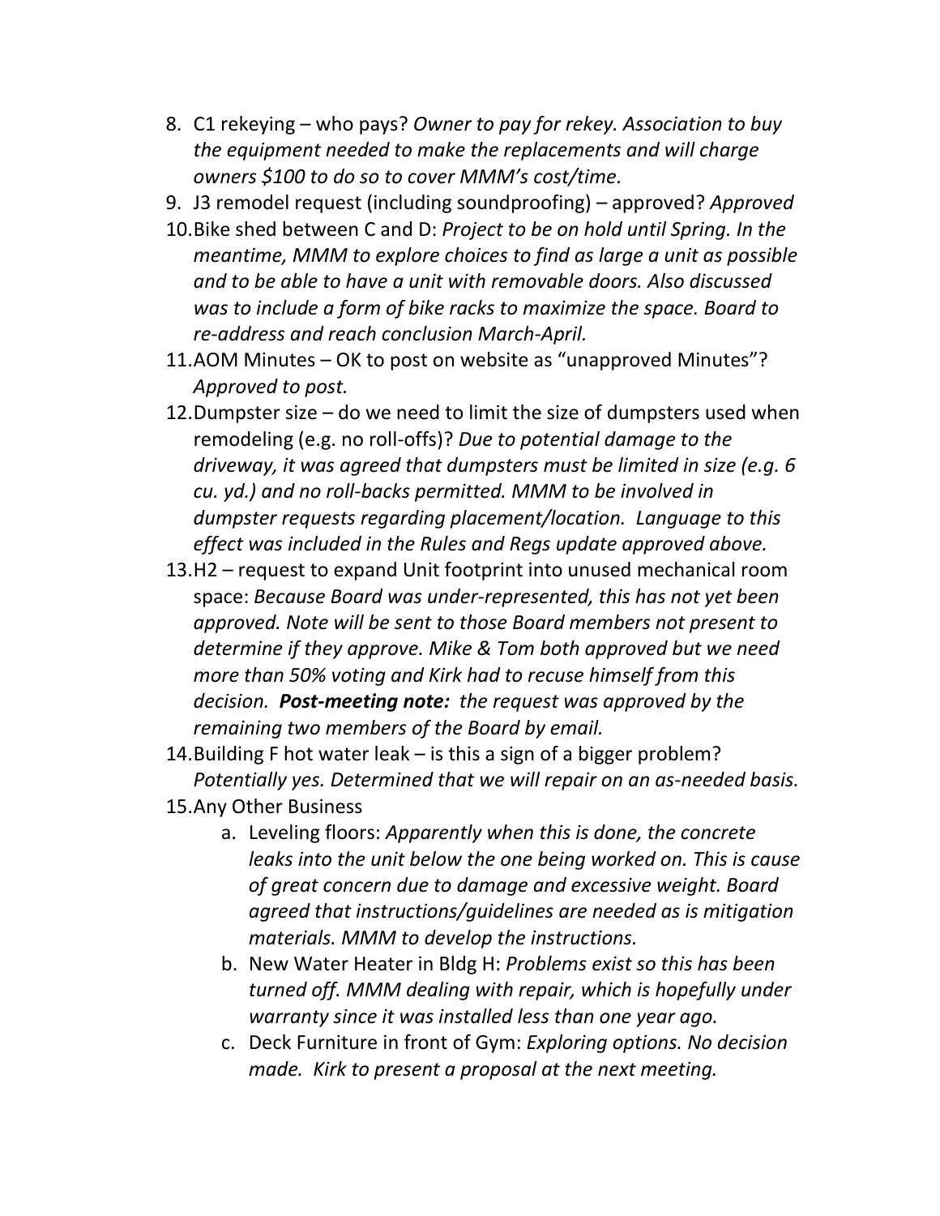8. C1 rekeying – who pays? *Owner to pay for rekey. Association to buy the equipment needed to make the replacements and will charge owners $100 to do so to cover MMM's cost/time.*
9. J3 remodel request (including soundproofing) – approved? *Approved*
10. Bike shed between C and D: *Project to be on hold until Spring. In the meantime, MMM to explore choices to find as large a unit as possible and to be able to have a unit with removable doors. Also discussed was to include a form of bike racks to maximize the space. Board to re-address and reach conclusion March-April.*
11. AOM Minutes – OK to post on website as "unapproved Minutes"? *Approved to post.*
12. Dumpster size – do we need to limit the size of dumpsters used when remodeling (e.g. no roll-offs)? *Due to potential damage to the driveway, it was agreed that dumpsters must be limited in size (e.g. 6 cu. yd.) and no roll-backs permitted. MMM to be involved in dumpster requests regarding placement/location. Language to this effect was included in the Rules and Regs update approved above.*
13. H2 – request to expand Unit footprint into unused mechanical room space: *Because Board was under-represented, this has not yet been approved. Note will be sent to those Board members not present to determine if they approve. Mike & Tom both approved but we need more than 50% voting and Kirk had to recuse himself from this decision.* ***Post-meeting note:*** *the request was approved by the remaining two members of the Board by email.*
14. Building F hot water leak – is this a sign of a bigger problem? *Potentially yes. Determined that we will repair on an as-needed basis.*
15. Any Other Business
    a. Leveling floors: *Apparently when this is done, the concrete leaks into the unit below the one being worked on. This is cause of great concern due to damage and excessive weight. Board agreed that instructions/guidelines are needed as is mitigation materials. MMM to develop the instructions.*
    b. New Water Heater in Bldg H: *Problems exist so this has been turned off. MMM dealing with repair, which is hopefully under warranty since it was installed less than one year ago.*
    c. Deck Furniture in front of Gym: *Exploring options. No decision made. Kirk to present a proposal at the next meeting.*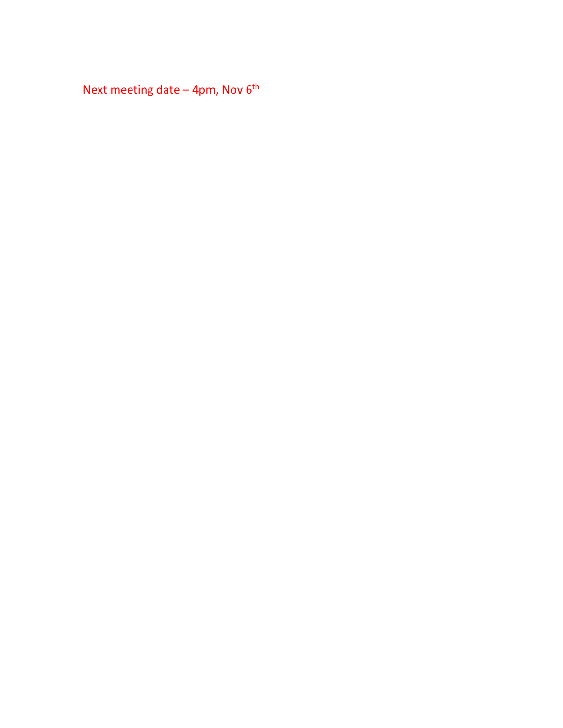Next meeting date – 4pm, Nov 6th